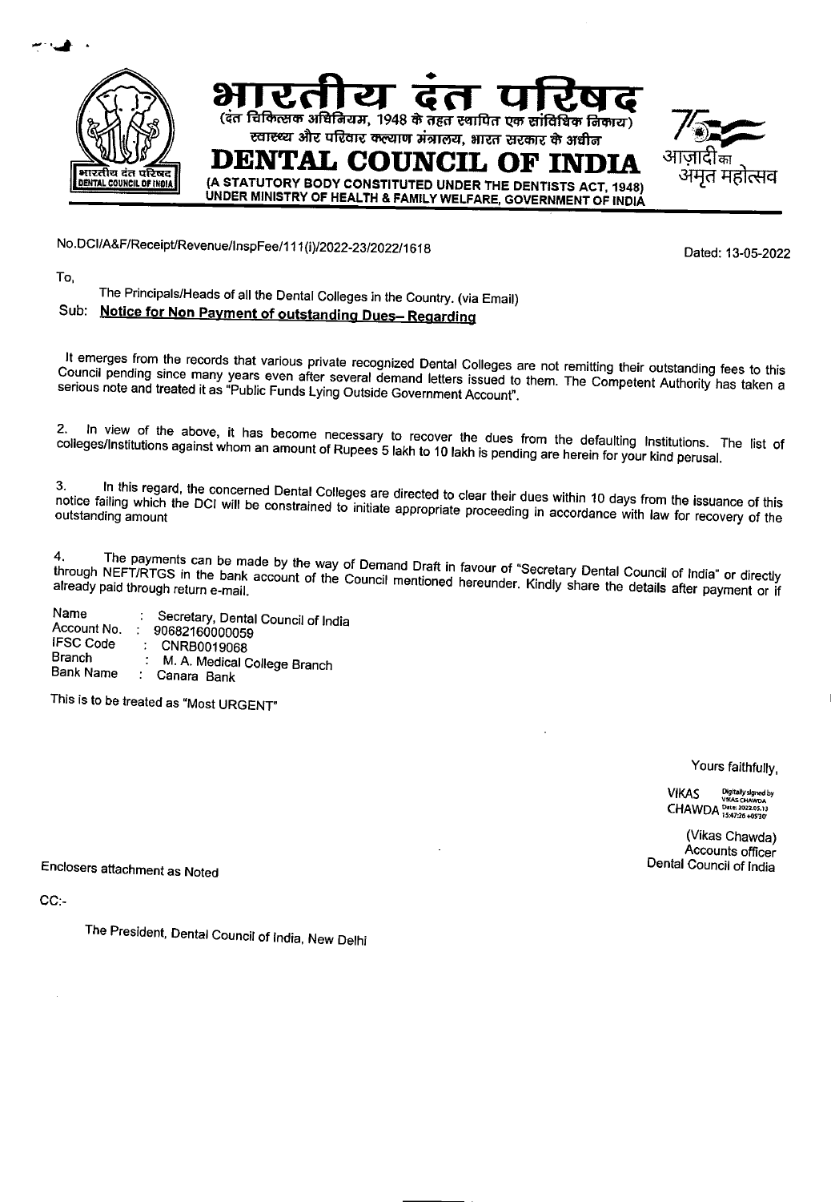# भारतीय दंत परिषद

(दंत चिकित्सक अधिनियम, 1948 के तहत स्थापित एक सांविधिक निकाय)
स्वास्थ्य और परिवार कल्याण मंत्रालय, भारत सरकार के अधीन

# DENTAL COUNCIL OF INDIA

**(A STATUTORY BODY CONSTITUTED UNDER THE DENTISTS ACT, 1948)**
**UNDER MINISTRY OF HEALTH & FAMILY WELFARE, GOVERNMENT OF INDIA**

आज़ादी का अमृत महोत्सव

No.DCI/A&F/Receipt/Revenue/InspFee/111(i)/2022-23/2022/1618

Dated: 13-05-2022

To,

The Principals/Heads of all the Dental Colleges in the Country. (via Email)

Sub: **Notice for Non Payment of outstanding Dues– Regarding**

It emerges from the records that various private recognized Dental Colleges are not remitting their outstanding fees to this Council pending since many years even after several demand letters issued to them. The Competent Authority has taken a serious note and treated it as "Public Funds Lying Outside Government Account".

2. In view of the above, it has become necessary to recover the dues from the defaulting Institutions. The list of colleges/Institutions against whom an amount of Rupees 5 lakh to 10 lakh is pending are herein for your kind perusal.

3. In this regard, the concerned Dental Colleges are directed to clear their dues within 10 days from the issuance of this notice failing which the DCI will be constrained to initiate appropriate proceeding in accordance with law for recovery of the outstanding amount

4. The payments can be made by the way of Demand Draft in favour of "Secretary Dental Council of India" or directly through NEFT/RTGS in the bank account of the Council mentioned hereunder. Kindly share the details after payment or if already paid through return e-mail.

| | | |
|---|---|---|
| Name | : | Secretary, Dental Council of India |
| Account No. | : | 90682160000059 |
| IFSC Code | : | CNRB0019068 |
| Branch | : | M. A. Medical College Branch |
| Bank Name | : | Canara Bank |

This is to be treated as "Most URGENT"

Yours faithfully,

VIKAS CHAWDA
Digitally signed by VIKAS CHAWDA
Date: 2022.05.13 15:47:26 +05'30'

(Vikas Chawda)
Accounts officer
Dental Council of India

Enclosers attachment as Noted

CC:-

The President, Dental Council of India, New Delhi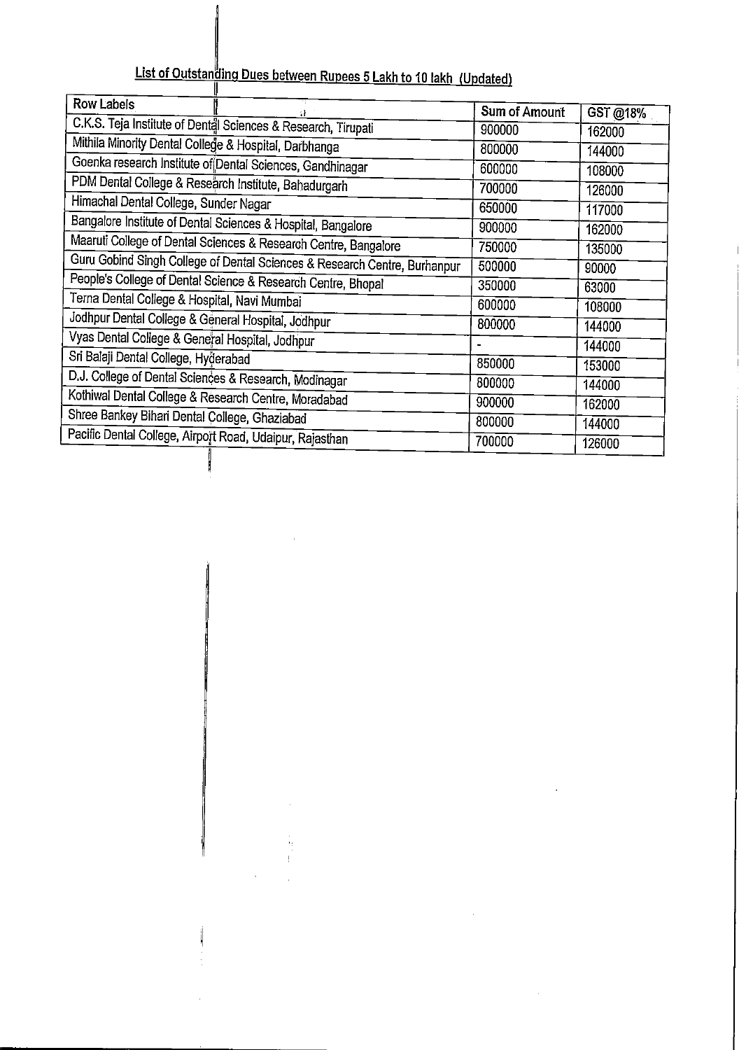## List of Outstanding Dues between Rupees 5 Lakh to 10 lakh (Updated)

| Row Labels | Sum of Amount | GST @18% |
|---|---|---|
| C.K.S. Teja Institute of Dental Sciences & Research, Tirupati | 900000 | 162000 |
| Mithila Minority Dental College & Hospital, Darbhanga | 800000 | 144000 |
| Goenka research Institute of Dental Sciences, Gandhinagar | 600000 | 108000 |
| PDM Dental College & Research Institute, Bahadurgarh | 700000 | 126000 |
| Himachal Dental College, Sunder Nagar | 650000 | 117000 |
| Bangalore Institute of Dental Sciences & Hospital, Bangalore | 900000 | 162000 |
| Maaruti College of Dental Sciences & Research Centre, Bangalore | 750000 | 135000 |
| Guru Gobind Singh College of Dental Sciences & Research Centre, Burhanpur | 500000 | 90000 |
| People's College of Dental Science & Research Centre, Bhopal | 350000 | 63000 |
| Terna Dental College & Hospital, Navi Mumbai | 600000 | 108000 |
| Jodhpur Dental College & General Hospital, Jodhpur | 800000 | 144000 |
| Vyas Dental College & General Hospital, Jodhpur | - | 144000 |
| Sri Balaji Dental College, Hyderabad | 850000 | 153000 |
| D.J. College of Dental Sciences & Research, Modinagar | 800000 | 144000 |
| Kothiwal Dental College & Research Centre, Moradabad | 900000 | 162000 |
| Shree Bankey Bihari Dental College, Ghaziabad | 800000 | 144000 |
| Pacific Dental College, Airport Road, Udaipur, Rajasthan | 700000 | 126000 |